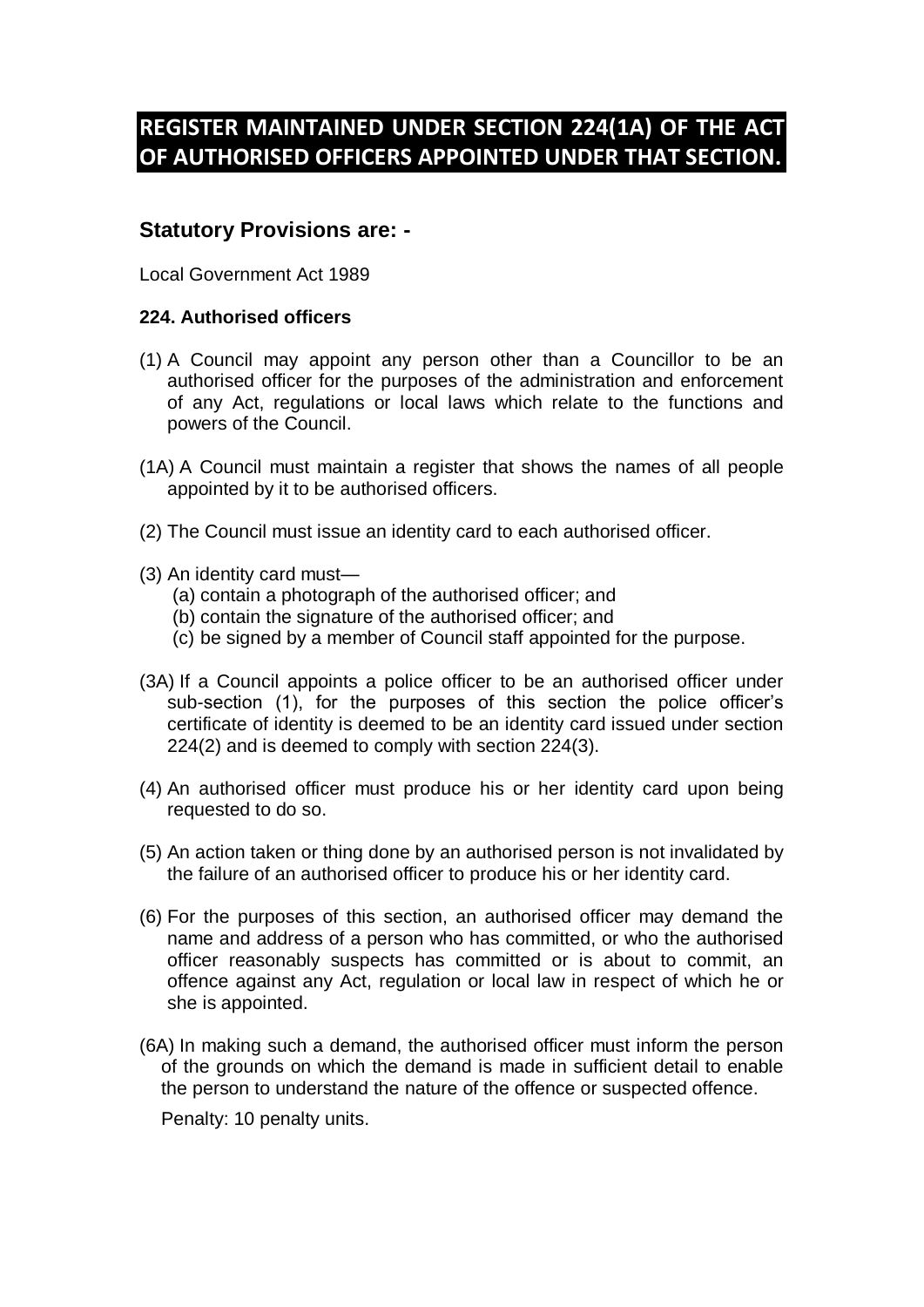# REGISTER MAINTAINED UNDER SECTION 224(1A) OF THE ACT OF AUTHORISED OFFICERS APPOINTED UNDER THAT SECTION.

## Statutory Provisions are: -

Local Government Act 1989

**224. Authorised officers**

(1) A Council may appoint any person other than a Councillor to be an authorised officer for the purposes of the administration and enforcement of any Act, regulations or local laws which relate to the functions and powers of the Council.

(1A) A Council must maintain a register that shows the names of all people appointed by it to be authorised officers.

(2) The Council must issue an identity card to each authorised officer.

(3) An identity card must—

  (a) contain a photograph of the authorised officer; and
  (b) contain the signature of the authorised officer; and
  (c) be signed by a member of Council staff appointed for the purpose.

(3A) If a Council appoints a police officer to be an authorised officer under sub-section (1), for the purposes of this section the police officer's certificate of identity is deemed to be an identity card issued under section 224(2) and is deemed to comply with section 224(3).

(4) An authorised officer must produce his or her identity card upon being requested to do so.

(5) An action taken or thing done by an authorised person is not invalidated by the failure of an authorised officer to produce his or her identity card.

(6) For the purposes of this section, an authorised officer may demand the name and address of a person who has committed, or who the authorised officer reasonably suspects has committed or is about to commit, an offence against any Act, regulation or local law in respect of which he or she is appointed.

(6A) In making such a demand, the authorised officer must inform the person of the grounds on which the demand is made in sufficient detail to enable the person to understand the nature of the offence or suspected offence.

Penalty: 10 penalty units.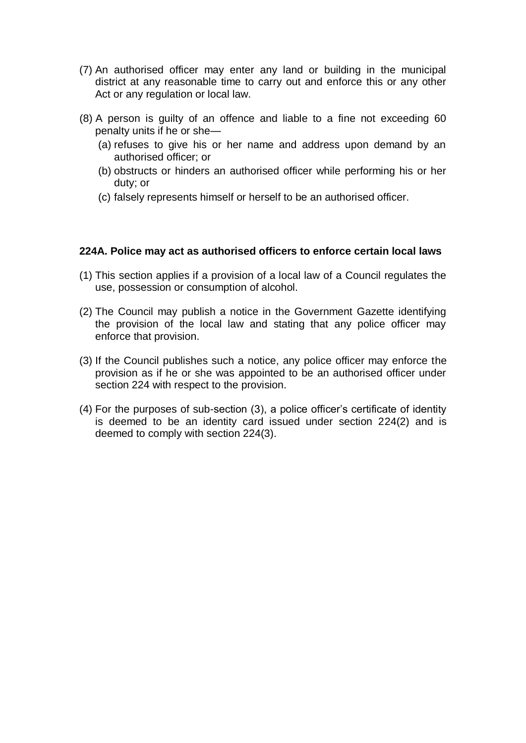(7) An authorised officer may enter any land or building in the municipal district at any reasonable time to carry out and enforce this or any other Act or any regulation or local law.

(8) A person is guilty of an offence and liable to a fine not exceeding 60 penalty units if he or she—

  (a) refuses to give his or her name and address upon demand by an authorised officer; or

  (b) obstructs or hinders an authorised officer while performing his or her duty; or

  (c) falsely represents himself or herself to be an authorised officer.

**224A. Police may act as authorised officers to enforce certain local laws**

(1) This section applies if a provision of a local law of a Council regulates the use, possession or consumption of alcohol.

(2) The Council may publish a notice in the Government Gazette identifying the provision of the local law and stating that any police officer may enforce that provision.

(3) If the Council publishes such a notice, any police officer may enforce the provision as if he or she was appointed to be an authorised officer under section 224 with respect to the provision.

(4) For the purposes of sub-section (3), a police officer's certificate of identity is deemed to be an identity card issued under section 224(2) and is deemed to comply with section 224(3).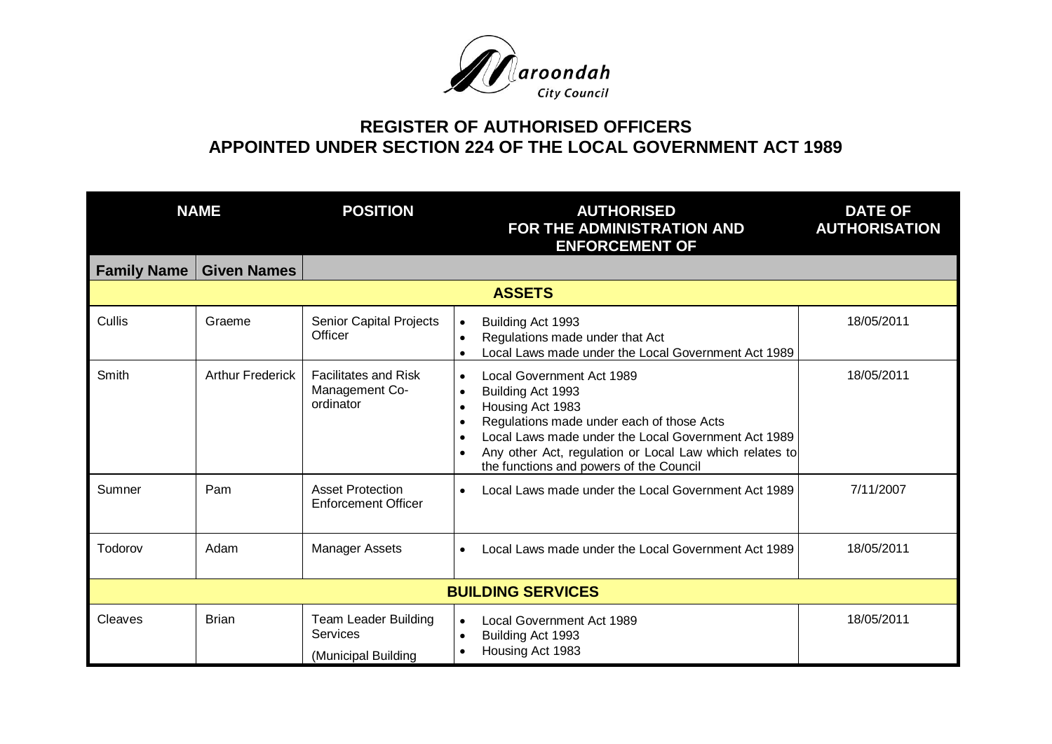Maroondah City Council

# REGISTER OF AUTHORISED OFFICERS
# APPOINTED UNDER SECTION 224 OF THE LOCAL GOVERNMENT ACT 1989

| NAME | | POSITION | AUTHORISED FOR THE ADMINISTRATION AND ENFORCEMENT OF | DATE OF AUTHORISATION |
|---|---|---|---|---|
| **Family Name** | **Given Names** | | | |
| **ASSETS** | | | | |
| Cullis | Graeme | Senior Capital Projects Officer | • Building Act 1993<br>• Regulations made under that Act<br>• Local Laws made under the Local Government Act 1989 | 18/05/2011 |
| Smith | Arthur Frederick | Facilitates and Risk Management Co-ordinator | • Local Government Act 1989<br>• Building Act 1993<br>• Housing Act 1983<br>• Regulations made under each of those Acts<br>• Local Laws made under the Local Government Act 1989<br>• Any other Act, regulation or Local Law which relates to the functions and powers of the Council | 18/05/2011 |
| Sumner | Pam | Asset Protection Enforcement Officer | • Local Laws made under the Local Government Act 1989 | 7/11/2007 |
| Todorov | Adam | Manager Assets | • Local Laws made under the Local Government Act 1989 | 18/05/2011 |
| **BUILDING SERVICES** | | | | |
| Cleaves | Brian | Team Leader Building Services<br>(Municipal Building | • Local Government Act 1989<br>• Building Act 1993<br>• Housing Act 1983 | 18/05/2011 |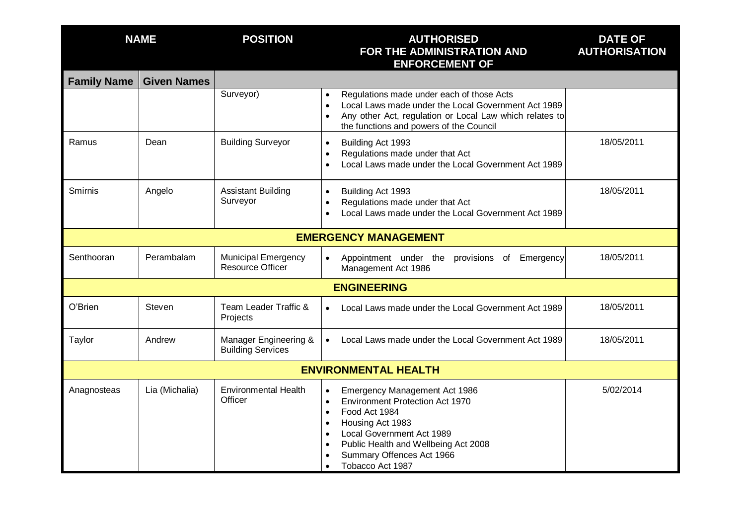| NAME | | POSITION | AUTHORISED FOR THE ADMINISTRATION AND ENFORCEMENT OF | DATE OF AUTHORISATION |
|---|---|---|---|---|
| **Family Name** | **Given Names** | | | |
| | | Surveyor) | • Regulations made under each of those Acts<br>• Local Laws made under the Local Government Act 1989<br>• Any other Act, regulation or Local Law which relates to the functions and powers of the Council | |
| Ramus | Dean | Building Surveyor | • Building Act 1993<br>• Regulations made under that Act<br>• Local Laws made under the Local Government Act 1989 | 18/05/2011 |
| Smirnis | Angelo | Assistant Building Surveyor | • Building Act 1993<br>• Regulations made under that Act<br>• Local Laws made under the Local Government Act 1989 | 18/05/2011 |
| **EMERGENCY MANAGEMENT** | | | | |
| Senthooran | Perambalam | Municipal Emergency Resource Officer | • Appointment under the provisions of Emergency Management Act 1986 | 18/05/2011 |
| **ENGINEERING** | | | | |
| O'Brien | Steven | Team Leader Traffic & Projects | • Local Laws made under the Local Government Act 1989 | 18/05/2011 |
| Taylor | Andrew | Manager Engineering & Building Services | • Local Laws made under the Local Government Act 1989 | 18/05/2011 |
| **ENVIRONMENTAL HEALTH** | | | | |
| Anagnosteas | Lia (Michalia) | Environmental Health Officer | • Emergency Management Act 1986<br>• Environment Protection Act 1970<br>• Food Act 1984<br>• Housing Act 1983<br>• Local Government Act 1989<br>• Public Health and Wellbeing Act 2008<br>• Summary Offences Act 1966<br>• Tobacco Act 1987 | 5/02/2014 |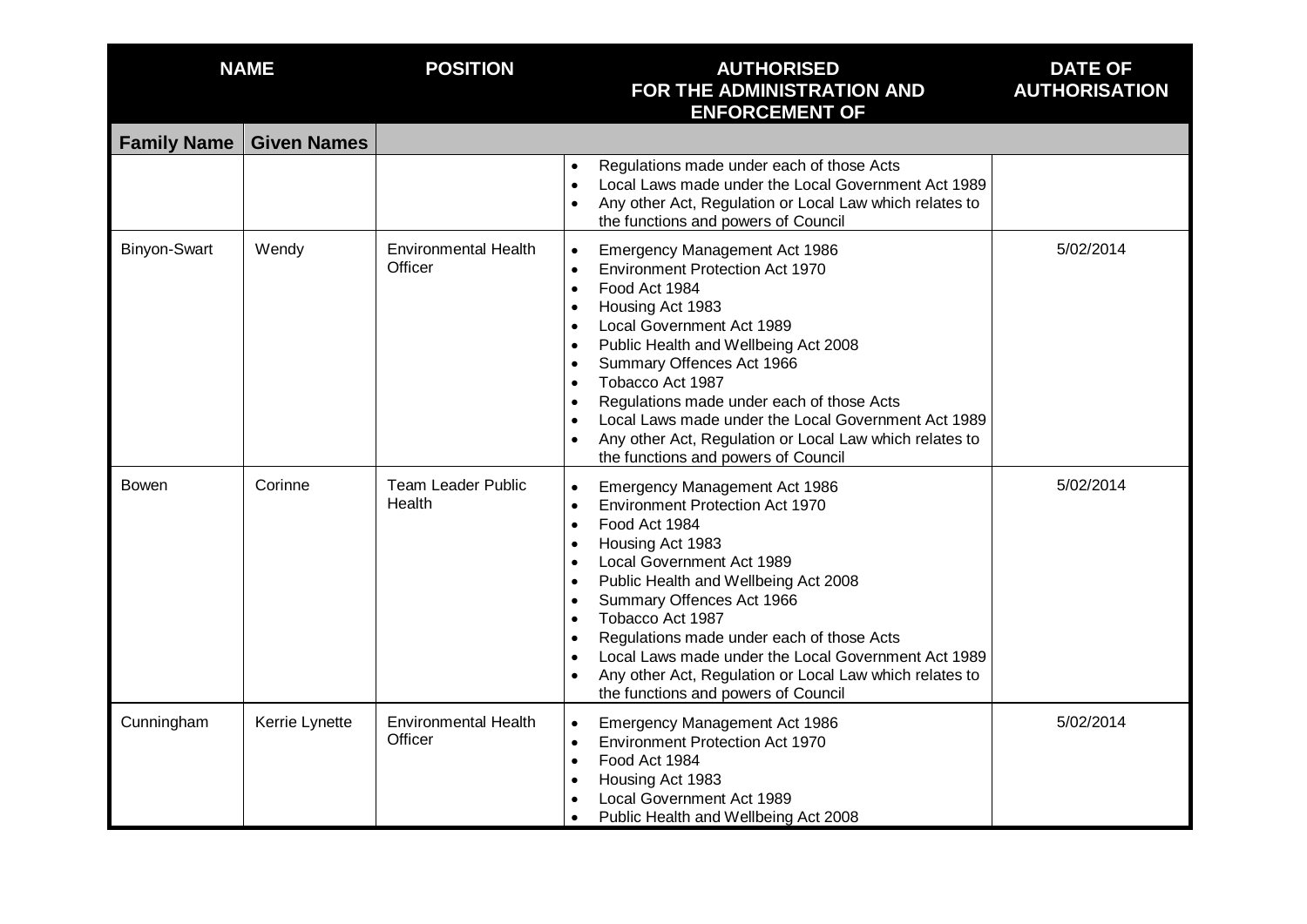| NAME | | POSITION | AUTHORISED FOR THE ADMINISTRATION AND ENFORCEMENT OF | DATE OF AUTHORISATION |
|---|---|---|---|---|
| **Family Name** | **Given Names** | | | |
| | | | • Regulations made under each of those Acts<br>• Local Laws made under the Local Government Act 1989<br>• Any other Act, Regulation or Local Law which relates to the functions and powers of Council | |
| Binyon-Swart | Wendy | Environmental Health Officer | • Emergency Management Act 1986<br>• Environment Protection Act 1970<br>• Food Act 1984<br>• Housing Act 1983<br>• Local Government Act 1989<br>• Public Health and Wellbeing Act 2008<br>• Summary Offences Act 1966<br>• Tobacco Act 1987<br>• Regulations made under each of those Acts<br>• Local Laws made under the Local Government Act 1989<br>• Any other Act, Regulation or Local Law which relates to the functions and powers of Council | 5/02/2014 |
| Bowen | Corinne | Team Leader Public Health | • Emergency Management Act 1986<br>• Environment Protection Act 1970<br>• Food Act 1984<br>• Housing Act 1983<br>• Local Government Act 1989<br>• Public Health and Wellbeing Act 2008<br>• Summary Offences Act 1966<br>• Tobacco Act 1987<br>• Regulations made under each of those Acts<br>• Local Laws made under the Local Government Act 1989<br>• Any other Act, Regulation or Local Law which relates to the functions and powers of Council | 5/02/2014 |
| Cunningham | Kerrie Lynette | Environmental Health Officer | • Emergency Management Act 1986<br>• Environment Protection Act 1970<br>• Food Act 1984<br>• Housing Act 1983<br>• Local Government Act 1989<br>• Public Health and Wellbeing Act 2008 | 5/02/2014 |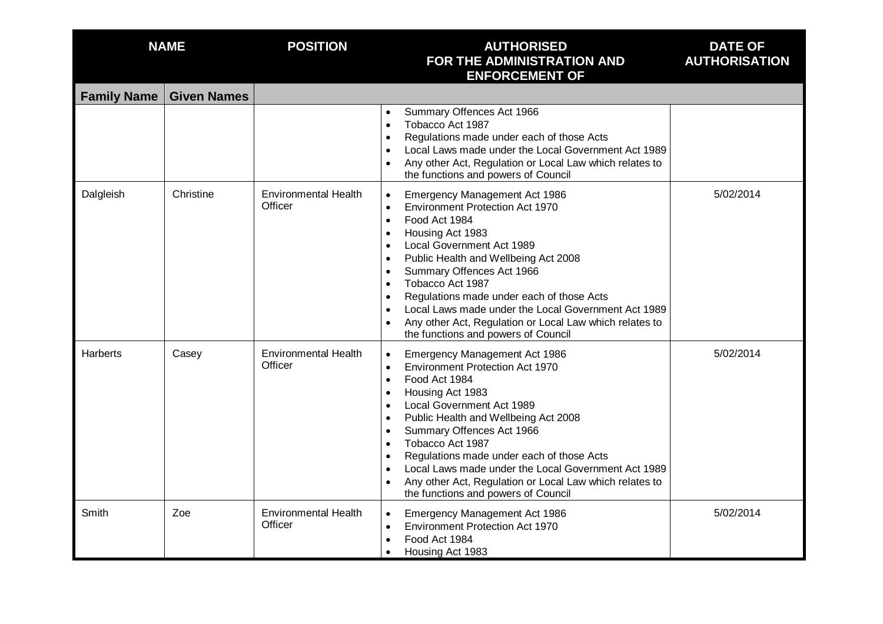| NAME | | POSITION | AUTHORISED FOR THE ADMINISTRATION AND ENFORCEMENT OF | DATE OF AUTHORISATION |
|---|---|---|---|---|
| **Family Name** | **Given Names** | | | |
| | | | • Summary Offences Act 1966<br>• Tobacco Act 1987<br>• Regulations made under each of those Acts<br>• Local Laws made under the Local Government Act 1989<br>• Any other Act, Regulation or Local Law which relates to the functions and powers of Council | |
| Dalgleish | Christine | Environmental Health Officer | • Emergency Management Act 1986<br>• Environment Protection Act 1970<br>• Food Act 1984<br>• Housing Act 1983<br>• Local Government Act 1989<br>• Public Health and Wellbeing Act 2008<br>• Summary Offences Act 1966<br>• Tobacco Act 1987<br>• Regulations made under each of those Acts<br>• Local Laws made under the Local Government Act 1989<br>• Any other Act, Regulation or Local Law which relates to the functions and powers of Council | 5/02/2014 |
| Harberts | Casey | Environmental Health Officer | • Emergency Management Act 1986<br>• Environment Protection Act 1970<br>• Food Act 1984<br>• Housing Act 1983<br>• Local Government Act 1989<br>• Public Health and Wellbeing Act 2008<br>• Summary Offences Act 1966<br>• Tobacco Act 1987<br>• Regulations made under each of those Acts<br>• Local Laws made under the Local Government Act 1989<br>• Any other Act, Regulation or Local Law which relates to the functions and powers of Council | 5/02/2014 |
| Smith | Zoe | Environmental Health Officer | • Emergency Management Act 1986<br>• Environment Protection Act 1970<br>• Food Act 1984<br>• Housing Act 1983 | 5/02/2014 |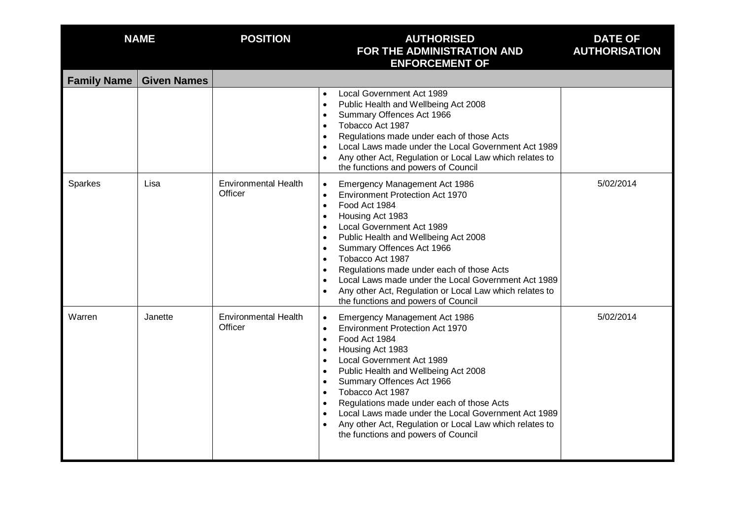| NAME | | POSITION | AUTHORISED FOR THE ADMINISTRATION AND ENFORCEMENT OF | DATE OF AUTHORISATION |
|---|---|---|---|---|
| Family Name | Given Names | | | |
| | | | • Local Government Act 1989<br>• Public Health and Wellbeing Act 2008<br>• Summary Offences Act 1966<br>• Tobacco Act 1987<br>• Regulations made under each of those Acts<br>• Local Laws made under the Local Government Act 1989<br>• Any other Act, Regulation or Local Law which relates to the functions and powers of Council | |
| Sparkes | Lisa | Environmental Health Officer | • Emergency Management Act 1986<br>• Environment Protection Act 1970<br>• Food Act 1984<br>• Housing Act 1983<br>• Local Government Act 1989<br>• Public Health and Wellbeing Act 2008<br>• Summary Offences Act 1966<br>• Tobacco Act 1987<br>• Regulations made under each of those Acts<br>• Local Laws made under the Local Government Act 1989<br>• Any other Act, Regulation or Local Law which relates to the functions and powers of Council | 5/02/2014 |
| Warren | Janette | Environmental Health Officer | • Emergency Management Act 1986<br>• Environment Protection Act 1970<br>• Food Act 1984<br>• Housing Act 1983<br>• Local Government Act 1989<br>• Public Health and Wellbeing Act 2008<br>• Summary Offences Act 1966<br>• Tobacco Act 1987<br>• Regulations made under each of those Acts<br>• Local Laws made under the Local Government Act 1989<br>• Any other Act, Regulation or Local Law which relates to the functions and powers of Council | 5/02/2014 |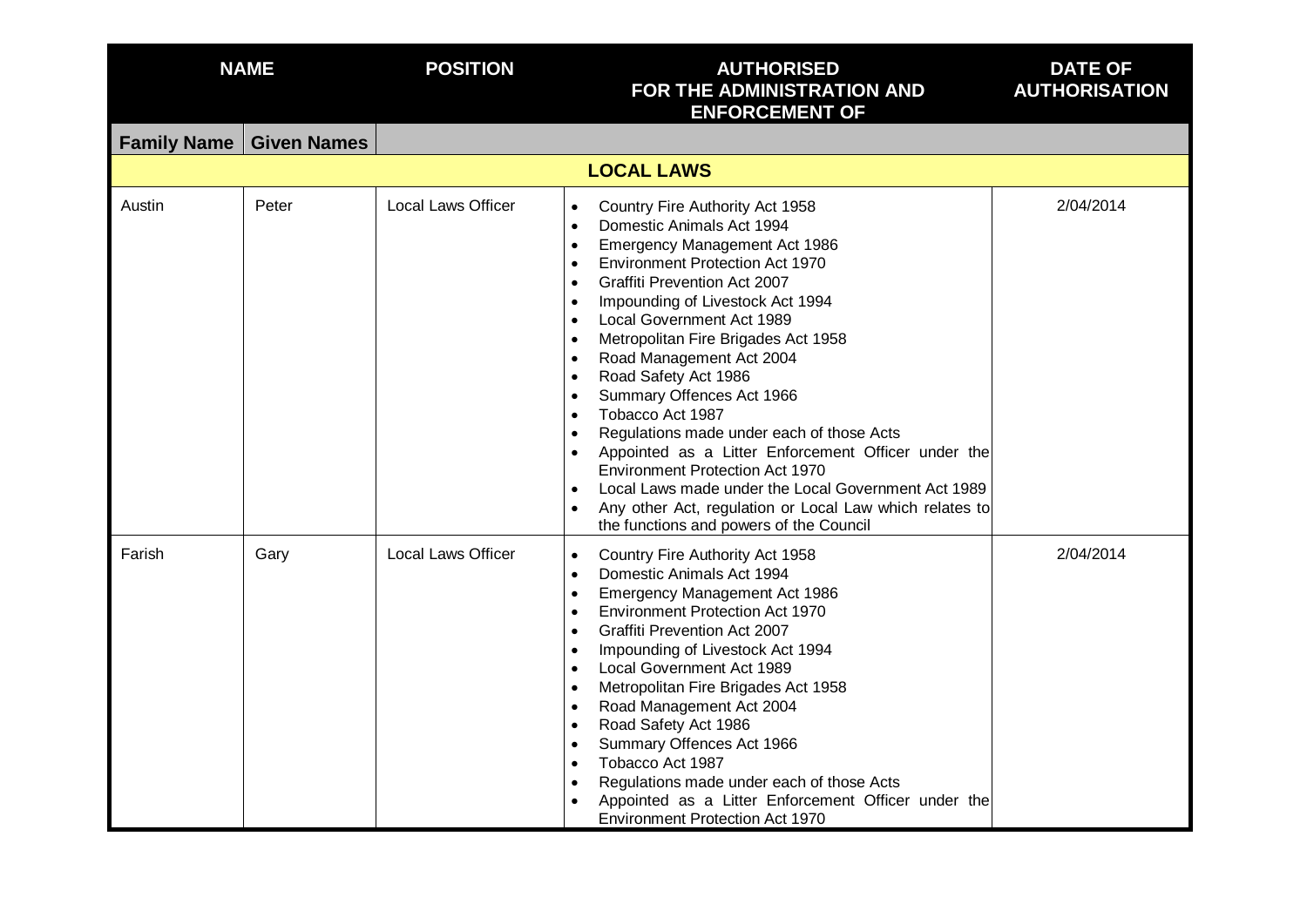| NAME | | POSITION | AUTHORISED FOR THE ADMINISTRATION AND ENFORCEMENT OF | DATE OF AUTHORISATION |
|---|---|---|---|---|
| Family Name | Given Names | | | |
| **LOCAL LAWS** | | | | |
| Austin | Peter | Local Laws Officer | • Country Fire Authority Act 1958<br>• Domestic Animals Act 1994<br>• Emergency Management Act 1986<br>• Environment Protection Act 1970<br>• Graffiti Prevention Act 2007<br>• Impounding of Livestock Act 1994<br>• Local Government Act 1989<br>• Metropolitan Fire Brigades Act 1958<br>• Road Management Act 2004<br>• Road Safety Act 1986<br>• Summary Offences Act 1966<br>• Tobacco Act 1987<br>• Regulations made under each of those Acts<br>• Appointed as a Litter Enforcement Officer under the Environment Protection Act 1970<br>• Local Laws made under the Local Government Act 1989<br>• Any other Act, regulation or Local Law which relates to the functions and powers of the Council | 2/04/2014 |
| Farish | Gary | Local Laws Officer | • Country Fire Authority Act 1958<br>• Domestic Animals Act 1994<br>• Emergency Management Act 1986<br>• Environment Protection Act 1970<br>• Graffiti Prevention Act 2007<br>• Impounding of Livestock Act 1994<br>• Local Government Act 1989<br>• Metropolitan Fire Brigades Act 1958<br>• Road Management Act 2004<br>• Road Safety Act 1986<br>• Summary Offences Act 1966<br>• Tobacco Act 1987<br>• Regulations made under each of those Acts<br>• Appointed as a Litter Enforcement Officer under the Environment Protection Act 1970 | 2/04/2014 |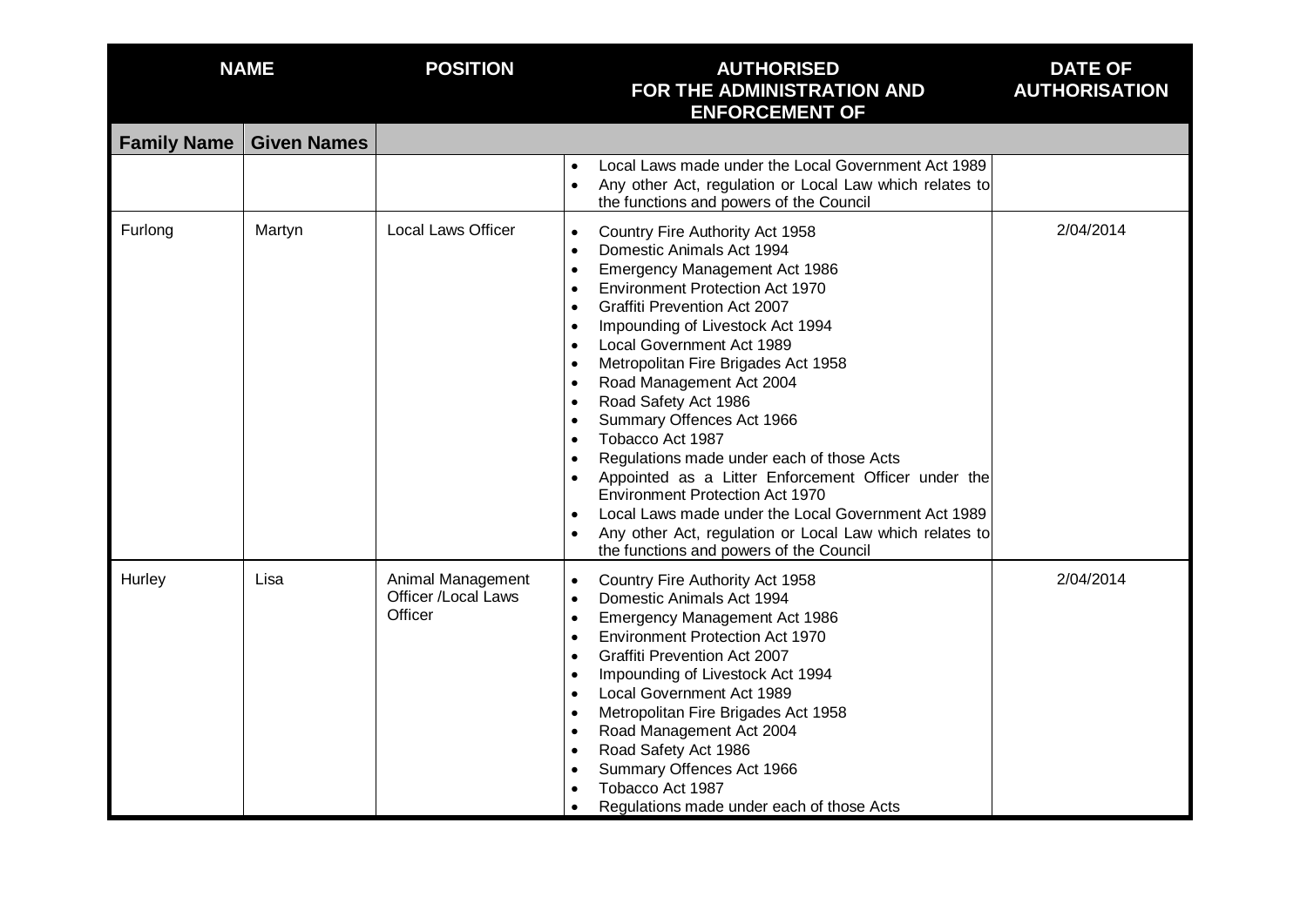| NAME | | POSITION | AUTHORISED FOR THE ADMINISTRATION AND ENFORCEMENT OF | DATE OF AUTHORISATION |
|---|---|---|---|---|
| **Family Name** | **Given Names** | | | |
| | | | • Local Laws made under the Local Government Act 1989<br>• Any other Act, regulation or Local Law which relates to the functions and powers of the Council | |
| Furlong | Martyn | Local Laws Officer | • Country Fire Authority Act 1958<br>• Domestic Animals Act 1994<br>• Emergency Management Act 1986<br>• Environment Protection Act 1970<br>• Graffiti Prevention Act 2007<br>• Impounding of Livestock Act 1994<br>• Local Government Act 1989<br>• Metropolitan Fire Brigades Act 1958<br>• Road Management Act 2004<br>• Road Safety Act 1986<br>• Summary Offences Act 1966<br>• Tobacco Act 1987<br>• Regulations made under each of those Acts<br>• Appointed as a Litter Enforcement Officer under the Environment Protection Act 1970<br>• Local Laws made under the Local Government Act 1989<br>• Any other Act, regulation or Local Law which relates to the functions and powers of the Council | 2/04/2014 |
| Hurley | Lisa | Animal Management Officer /Local Laws Officer | • Country Fire Authority Act 1958<br>• Domestic Animals Act 1994<br>• Emergency Management Act 1986<br>• Environment Protection Act 1970<br>• Graffiti Prevention Act 2007<br>• Impounding of Livestock Act 1994<br>• Local Government Act 1989<br>• Metropolitan Fire Brigades Act 1958<br>• Road Management Act 2004<br>• Road Safety Act 1986<br>• Summary Offences Act 1966<br>• Tobacco Act 1987<br>• Regulations made under each of those Acts | 2/04/2014 |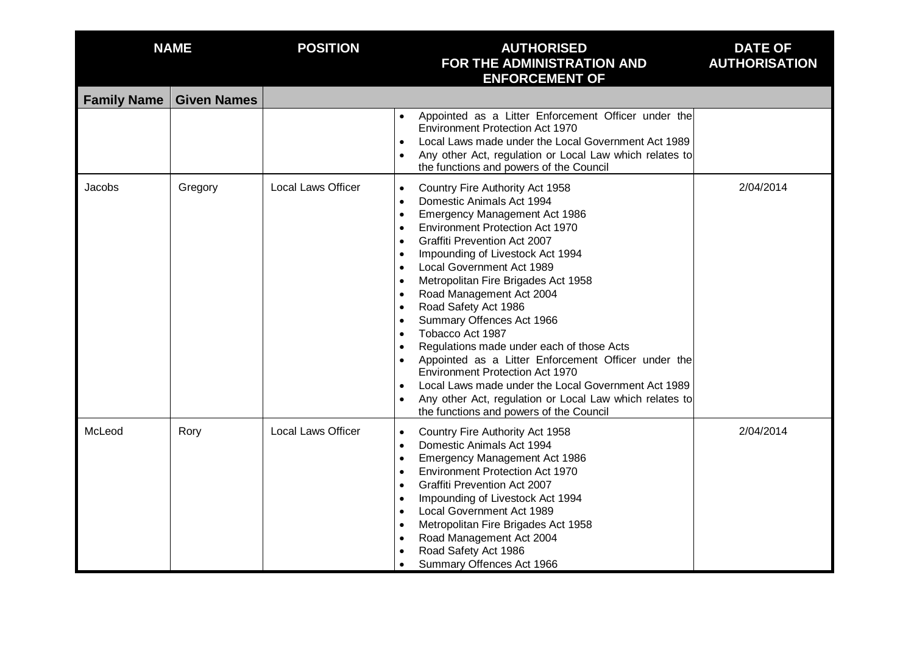| NAME | | POSITION | AUTHORISED FOR THE ADMINISTRATION AND ENFORCEMENT OF | DATE OF AUTHORISATION |
|---|---|---|---|---|
| Family Name | Given Names | | | |
| | | | • Appointed as a Litter Enforcement Officer under the Environment Protection Act 1970<br>• Local Laws made under the Local Government Act 1989<br>• Any other Act, regulation or Local Law which relates to the functions and powers of the Council | |
| Jacobs | Gregory | Local Laws Officer | • Country Fire Authority Act 1958<br>• Domestic Animals Act 1994<br>• Emergency Management Act 1986<br>• Environment Protection Act 1970<br>• Graffiti Prevention Act 2007<br>• Impounding of Livestock Act 1994<br>• Local Government Act 1989<br>• Metropolitan Fire Brigades Act 1958<br>• Road Management Act 2004<br>• Road Safety Act 1986<br>• Summary Offences Act 1966<br>• Tobacco Act 1987<br>• Regulations made under each of those Acts<br>• Appointed as a Litter Enforcement Officer under the Environment Protection Act 1970<br>• Local Laws made under the Local Government Act 1989<br>• Any other Act, regulation or Local Law which relates to the functions and powers of the Council | 2/04/2014 |
| McLeod | Rory | Local Laws Officer | • Country Fire Authority Act 1958<br>• Domestic Animals Act 1994<br>• Emergency Management Act 1986<br>• Environment Protection Act 1970<br>• Graffiti Prevention Act 2007<br>• Impounding of Livestock Act 1994<br>• Local Government Act 1989<br>• Metropolitan Fire Brigades Act 1958<br>• Road Management Act 2004<br>• Road Safety Act 1986<br>• Summary Offences Act 1966 | 2/04/2014 |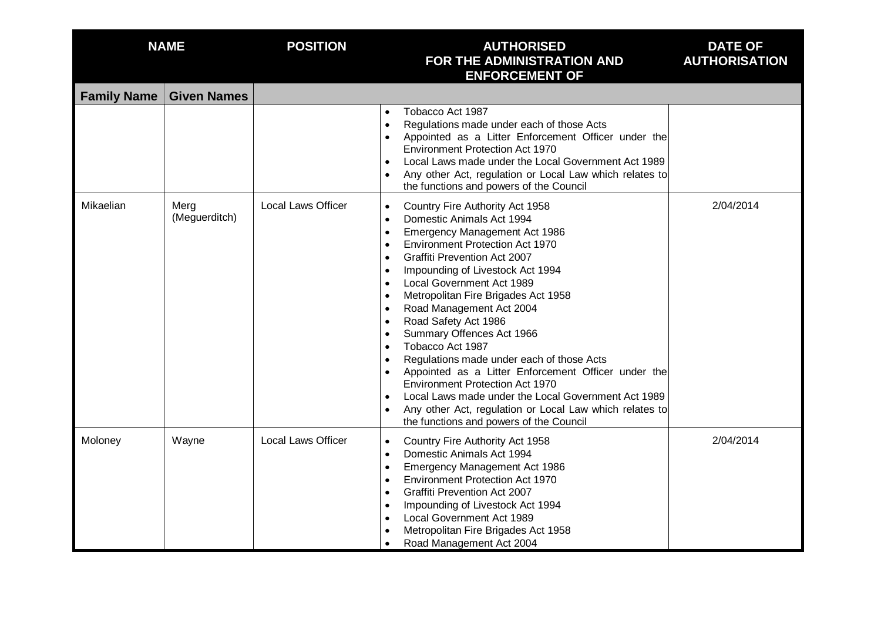| NAME | | POSITION | AUTHORISED FOR THE ADMINISTRATION AND ENFORCEMENT OF | DATE OF AUTHORISATION |
| --- | --- | --- | --- | --- |
| Family Name | Given Names | | | |
| | | | • Tobacco Act 1987<br>• Regulations made under each of those Acts<br>• Appointed as a Litter Enforcement Officer under the Environment Protection Act 1970<br>• Local Laws made under the Local Government Act 1989<br>• Any other Act, regulation or Local Law which relates to the functions and powers of the Council | |
| Mikaelian | Merg (Meguerditch) | Local Laws Officer | • Country Fire Authority Act 1958<br>• Domestic Animals Act 1994<br>• Emergency Management Act 1986<br>• Environment Protection Act 1970<br>• Graffiti Prevention Act 2007<br>• Impounding of Livestock Act 1994<br>• Local Government Act 1989<br>• Metropolitan Fire Brigades Act 1958<br>• Road Management Act 2004<br>• Road Safety Act 1986<br>• Summary Offences Act 1966<br>• Tobacco Act 1987<br>• Regulations made under each of those Acts<br>• Appointed as a Litter Enforcement Officer under the Environment Protection Act 1970<br>• Local Laws made under the Local Government Act 1989<br>• Any other Act, regulation or Local Law which relates to the functions and powers of the Council | 2/04/2014 |
| Moloney | Wayne | Local Laws Officer | • Country Fire Authority Act 1958<br>• Domestic Animals Act 1994<br>• Emergency Management Act 1986<br>• Environment Protection Act 1970<br>• Graffiti Prevention Act 2007<br>• Impounding of Livestock Act 1994<br>• Local Government Act 1989<br>• Metropolitan Fire Brigades Act 1958<br>• Road Management Act 2004 | 2/04/2014 |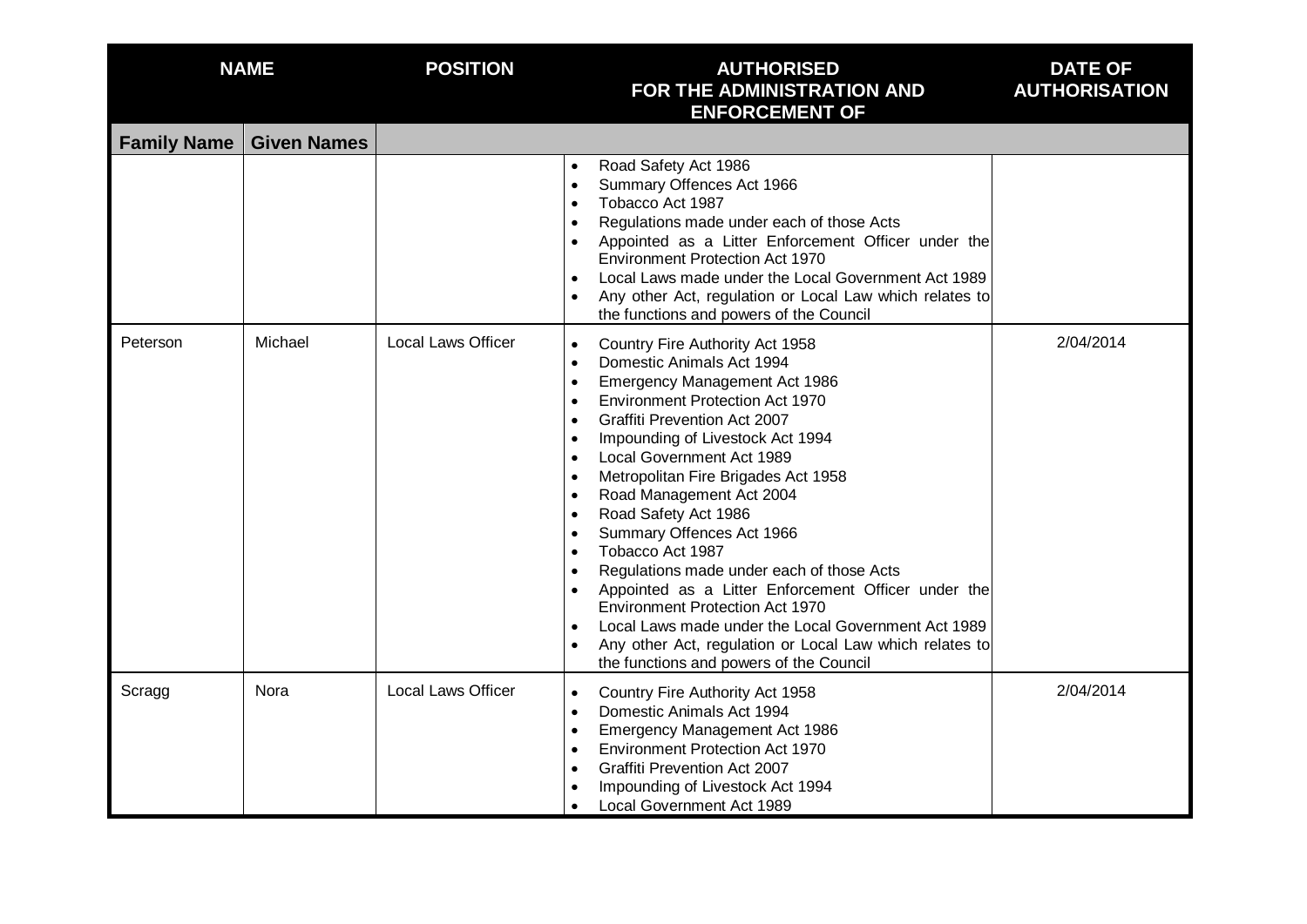| NAME | | POSITION | AUTHORISED FOR THE ADMINISTRATION AND ENFORCEMENT OF | DATE OF AUTHORISATION |
|---|---|---|---|---|
| Family Name | Given Names | | | |
| | | | • Road Safety Act 1986<br>• Summary Offences Act 1966<br>• Tobacco Act 1987<br>• Regulations made under each of those Acts<br>• Appointed as a Litter Enforcement Officer under the Environment Protection Act 1970<br>• Local Laws made under the Local Government Act 1989<br>• Any other Act, regulation or Local Law which relates to the functions and powers of the Council | |
| Peterson | Michael | Local Laws Officer | • Country Fire Authority Act 1958<br>• Domestic Animals Act 1994<br>• Emergency Management Act 1986<br>• Environment Protection Act 1970<br>• Graffiti Prevention Act 2007<br>• Impounding of Livestock Act 1994<br>• Local Government Act 1989<br>• Metropolitan Fire Brigades Act 1958<br>• Road Management Act 2004<br>• Road Safety Act 1986<br>• Summary Offences Act 1966<br>• Tobacco Act 1987<br>• Regulations made under each of those Acts<br>• Appointed as a Litter Enforcement Officer under the Environment Protection Act 1970<br>• Local Laws made under the Local Government Act 1989<br>• Any other Act, regulation or Local Law which relates to the functions and powers of the Council | 2/04/2014 |
| Scragg | Nora | Local Laws Officer | • Country Fire Authority Act 1958<br>• Domestic Animals Act 1994<br>• Emergency Management Act 1986<br>• Environment Protection Act 1970<br>• Graffiti Prevention Act 2007<br>• Impounding of Livestock Act 1994<br>• Local Government Act 1989 | 2/04/2014 |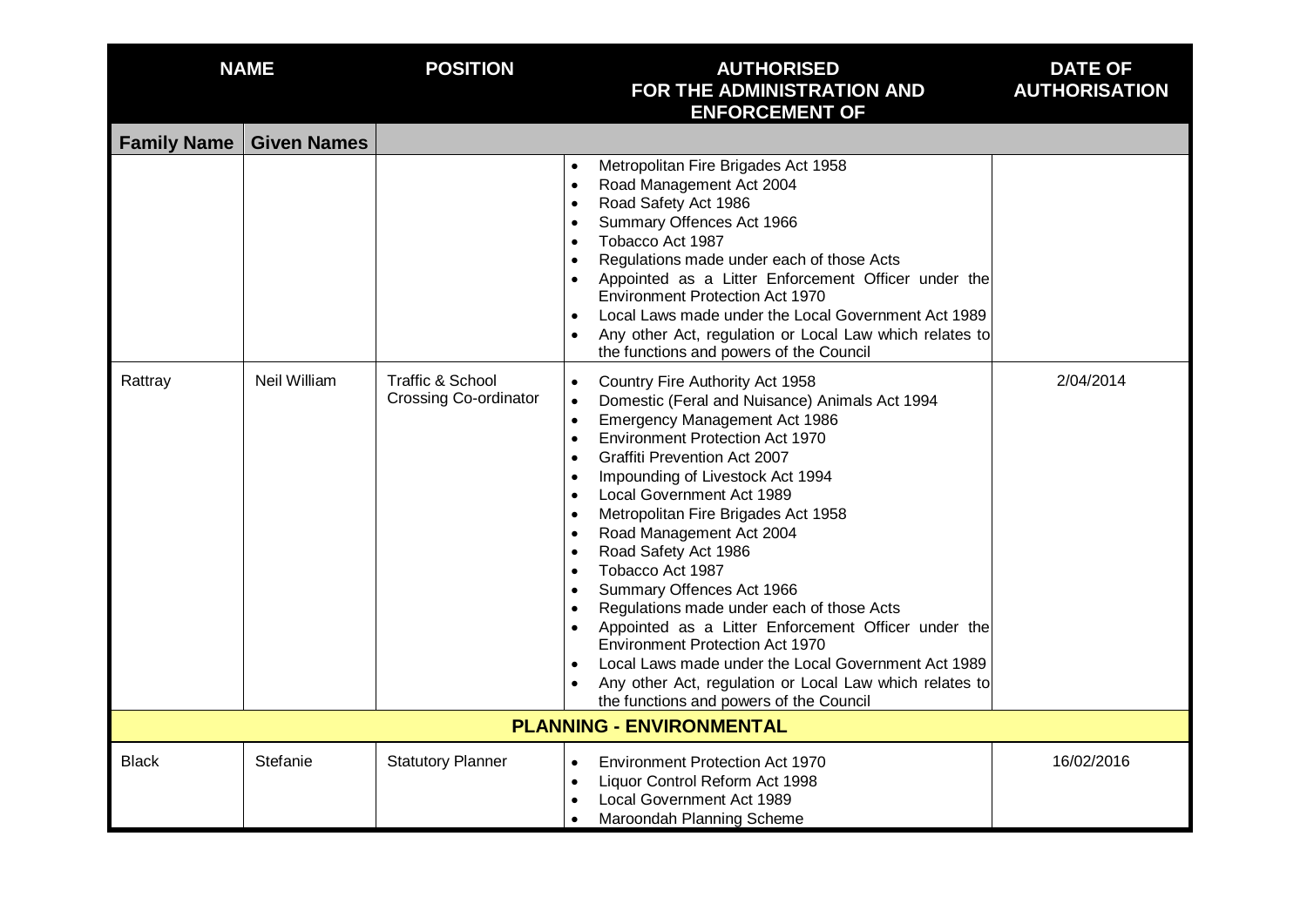| NAME | | POSITION | AUTHORISED FOR THE ADMINISTRATION AND ENFORCEMENT OF | DATE OF AUTHORISATION |
|---|---|---|---|---|
| **Family Name** | **Given Names** | | | |
| | | | • Metropolitan Fire Brigades Act 1958<br>• Road Management Act 2004<br>• Road Safety Act 1986<br>• Summary Offences Act 1966<br>• Tobacco Act 1987<br>• Regulations made under each of those Acts<br>• Appointed as a Litter Enforcement Officer under the Environment Protection Act 1970<br>• Local Laws made under the Local Government Act 1989<br>• Any other Act, regulation or Local Law which relates to the functions and powers of the Council | |
| Rattray | Neil William | Traffic & School Crossing Co-ordinator | • Country Fire Authority Act 1958<br>• Domestic (Feral and Nuisance) Animals Act 1994<br>• Emergency Management Act 1986<br>• Environment Protection Act 1970<br>• Graffiti Prevention Act 2007<br>• Impounding of Livestock Act 1994<br>• Local Government Act 1989<br>• Metropolitan Fire Brigades Act 1958<br>• Road Management Act 2004<br>• Road Safety Act 1986<br>• Tobacco Act 1987<br>• Summary Offences Act 1966<br>• Regulations made under each of those Acts<br>• Appointed as a Litter Enforcement Officer under the Environment Protection Act 1970<br>• Local Laws made under the Local Government Act 1989<br>• Any other Act, regulation or Local Law which relates to the functions and powers of the Council | 2/04/2014 |
| **PLANNING - ENVIRONMENTAL** | | | | |
| Black | Stefanie | Statutory Planner | • Environment Protection Act 1970<br>• Liquor Control Reform Act 1998<br>• Local Government Act 1989<br>• Maroondah Planning Scheme | 16/02/2016 |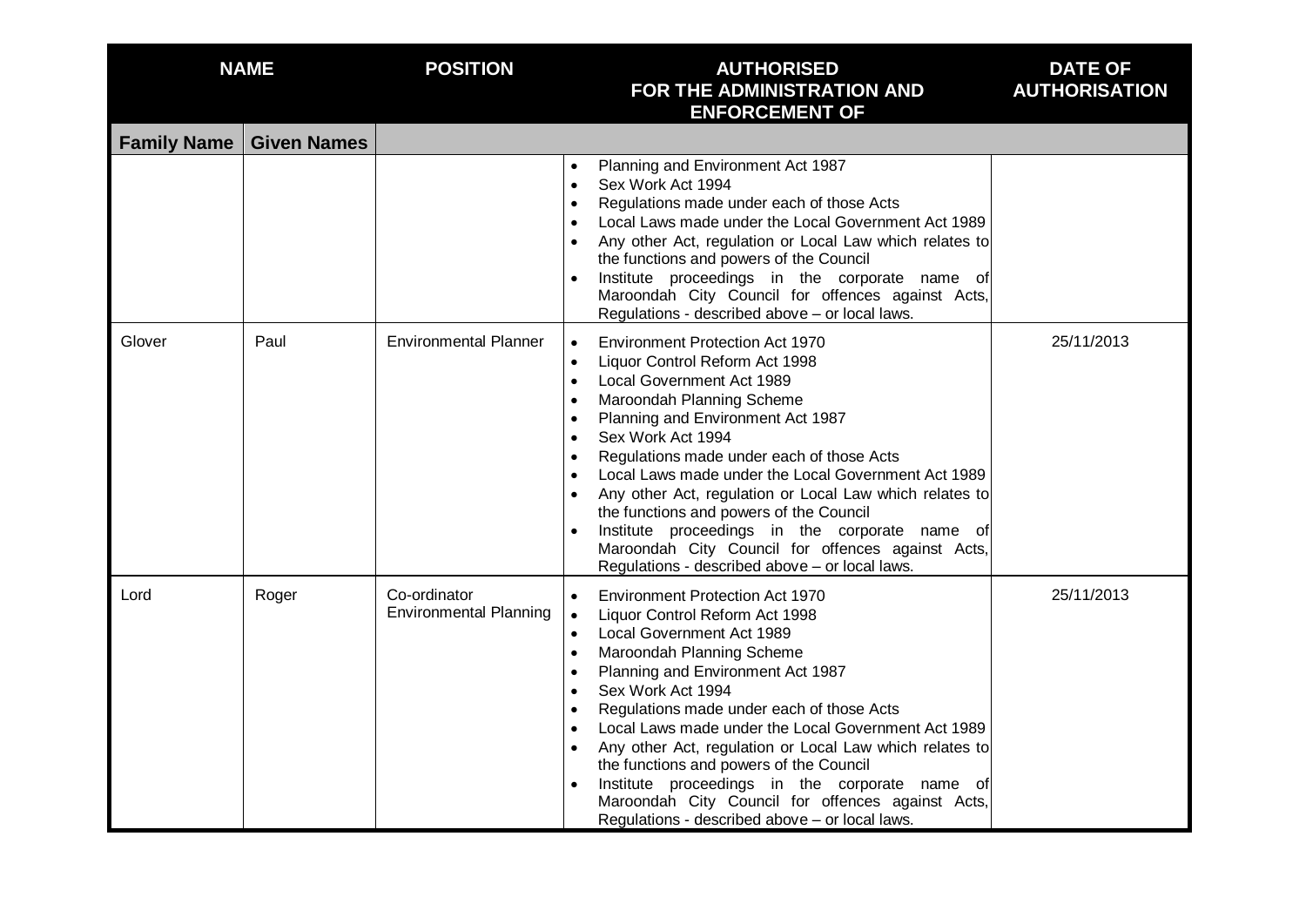| NAME | | POSITION | AUTHORISED FOR THE ADMINISTRATION AND ENFORCEMENT OF | DATE OF AUTHORISATION |
|---|---|---|---|---|
| Family Name | Given Names | | | |
| | | | • Planning and Environment Act 1987<br>• Sex Work Act 1994<br>• Regulations made under each of those Acts<br>• Local Laws made under the Local Government Act 1989<br>• Any other Act, regulation or Local Law which relates to the functions and powers of the Council<br>• Institute proceedings in the corporate name of Maroondah City Council for offences against Acts, Regulations - described above – or local laws. | |
| Glover | Paul | Environmental Planner | • Environment Protection Act 1970<br>• Liquor Control Reform Act 1998<br>• Local Government Act 1989<br>• Maroondah Planning Scheme<br>• Planning and Environment Act 1987<br>• Sex Work Act 1994<br>• Regulations made under each of those Acts<br>• Local Laws made under the Local Government Act 1989<br>• Any other Act, regulation or Local Law which relates to the functions and powers of the Council<br>• Institute proceedings in the corporate name of Maroondah City Council for offences against Acts, Regulations - described above – or local laws. | 25/11/2013 |
| Lord | Roger | Co-ordinator Environmental Planning | • Environment Protection Act 1970<br>• Liquor Control Reform Act 1998<br>• Local Government Act 1989<br>• Maroondah Planning Scheme<br>• Planning and Environment Act 1987<br>• Sex Work Act 1994<br>• Regulations made under each of those Acts<br>• Local Laws made under the Local Government Act 1989<br>• Any other Act, regulation or Local Law which relates to the functions and powers of the Council<br>• Institute proceedings in the corporate name of Maroondah City Council for offences against Acts, Regulations - described above – or local laws. | 25/11/2013 |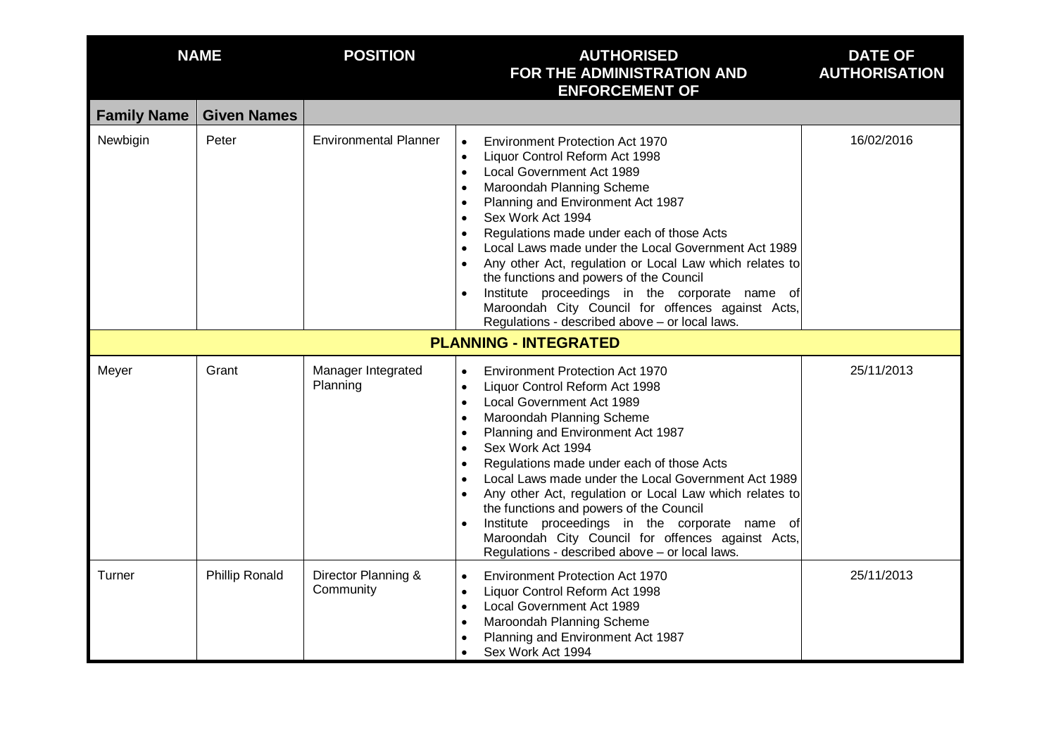| NAME | | POSITION | AUTHORISED FOR THE ADMINISTRATION AND ENFORCEMENT OF | DATE OF AUTHORISATION |
|---|---|---|---|---|
| **Family Name** | **Given Names** | | | |
| Newbigin | Peter | Environmental Planner | • Environment Protection Act 1970<br>• Liquor Control Reform Act 1998<br>• Local Government Act 1989<br>• Maroondah Planning Scheme<br>• Planning and Environment Act 1987<br>• Sex Work Act 1994<br>• Regulations made under each of those Acts<br>• Local Laws made under the Local Government Act 1989<br>• Any other Act, regulation or Local Law which relates to the functions and powers of the Council<br>• Institute proceedings in the corporate name of Maroondah City Council for offences against Acts, Regulations - described above – or local laws. | 16/02/2016 |
| **PLANNING - INTEGRATED** | | | | |
| Meyer | Grant | Manager Integrated Planning | • Environment Protection Act 1970<br>• Liquor Control Reform Act 1998<br>• Local Government Act 1989<br>• Maroondah Planning Scheme<br>• Planning and Environment Act 1987<br>• Sex Work Act 1994<br>• Regulations made under each of those Acts<br>• Local Laws made under the Local Government Act 1989<br>• Any other Act, regulation or Local Law which relates to the functions and powers of the Council<br>• Institute proceedings in the corporate name of Maroondah City Council for offences against Acts, Regulations - described above – or local laws. | 25/11/2013 |
| Turner | Phillip Ronald | Director Planning & Community | • Environment Protection Act 1970<br>• Liquor Control Reform Act 1998<br>• Local Government Act 1989<br>• Maroondah Planning Scheme<br>• Planning and Environment Act 1987<br>• Sex Work Act 1994 | 25/11/2013 |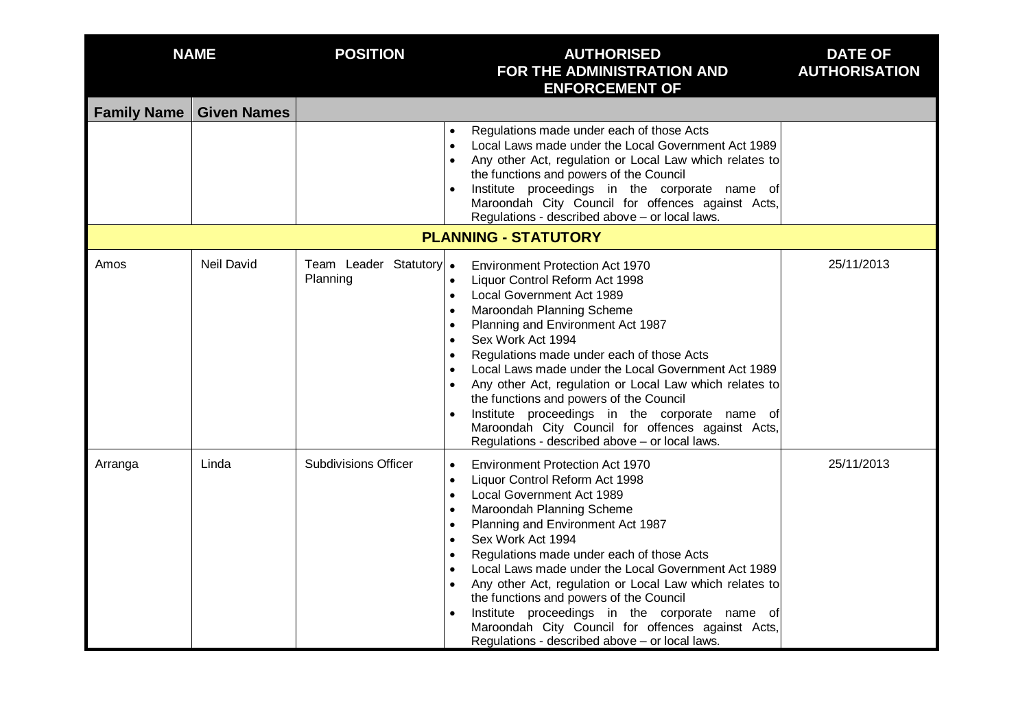| NAME | | POSITION | AUTHORISED FOR THE ADMINISTRATION AND ENFORCEMENT OF | DATE OF AUTHORISATION |
|---|---|---|---|---|
| **Family Name** | **Given Names** | | | |
| | | | • Regulations made under each of those Acts<br>• Local Laws made under the Local Government Act 1989<br>• Any other Act, regulation or Local Law which relates to the functions and powers of the Council<br>• Institute proceedings in the corporate name of Maroondah City Council for offences against Acts, Regulations - described above – or local laws. | |
| | | | **PLANNING - STATUTORY** | |
| Amos | Neil David | Team Leader Statutory Planning | • Environment Protection Act 1970<br>• Liquor Control Reform Act 1998<br>• Local Government Act 1989<br>• Maroondah Planning Scheme<br>• Planning and Environment Act 1987<br>• Sex Work Act 1994<br>• Regulations made under each of those Acts<br>• Local Laws made under the Local Government Act 1989<br>• Any other Act, regulation or Local Law which relates to the functions and powers of the Council<br>• Institute proceedings in the corporate name of Maroondah City Council for offences against Acts, Regulations - described above – or local laws. | 25/11/2013 |
| Arranga | Linda | Subdivisions Officer | • Environment Protection Act 1970<br>• Liquor Control Reform Act 1998<br>• Local Government Act 1989<br>• Maroondah Planning Scheme<br>• Planning and Environment Act 1987<br>• Sex Work Act 1994<br>• Regulations made under each of those Acts<br>• Local Laws made under the Local Government Act 1989<br>• Any other Act, regulation or Local Law which relates to the functions and powers of the Council<br>• Institute proceedings in the corporate name of Maroondah City Council for offences against Acts, Regulations - described above – or local laws. | 25/11/2013 |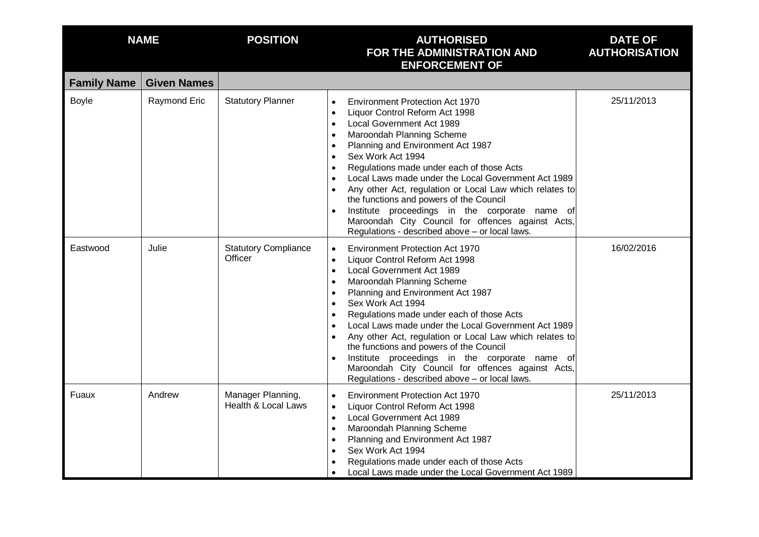| NAME | | POSITION | AUTHORISED FOR THE ADMINISTRATION AND ENFORCEMENT OF | DATE OF AUTHORISATION |
|---|---|---|---|---|
| **Family Name** | **Given Names** | | | |
| Boyle | Raymond Eric | Statutory Planner | • Environment Protection Act 1970<br>• Liquor Control Reform Act 1998<br>• Local Government Act 1989<br>• Maroondah Planning Scheme<br>• Planning and Environment Act 1987<br>• Sex Work Act 1994<br>• Regulations made under each of those Acts<br>• Local Laws made under the Local Government Act 1989<br>• Any other Act, regulation or Local Law which relates to the functions and powers of the Council<br>• Institute proceedings in the corporate name of Maroondah City Council for offences against Acts, Regulations - described above – or local laws. | 25/11/2013 |
| Eastwood | Julie | Statutory Compliance Officer | • Environment Protection Act 1970<br>• Liquor Control Reform Act 1998<br>• Local Government Act 1989<br>• Maroondah Planning Scheme<br>• Planning and Environment Act 1987<br>• Sex Work Act 1994<br>• Regulations made under each of those Acts<br>• Local Laws made under the Local Government Act 1989<br>• Any other Act, regulation or Local Law which relates to the functions and powers of the Council<br>• Institute proceedings in the corporate name of Maroondah City Council for offences against Acts, Regulations - described above – or local laws. | 16/02/2016 |
| Fuaux | Andrew | Manager Planning, Health & Local Laws | • Environment Protection Act 1970<br>• Liquor Control Reform Act 1998<br>• Local Government Act 1989<br>• Maroondah Planning Scheme<br>• Planning and Environment Act 1987<br>• Sex Work Act 1994<br>• Regulations made under each of those Acts<br>• Local Laws made under the Local Government Act 1989 | 25/11/2013 |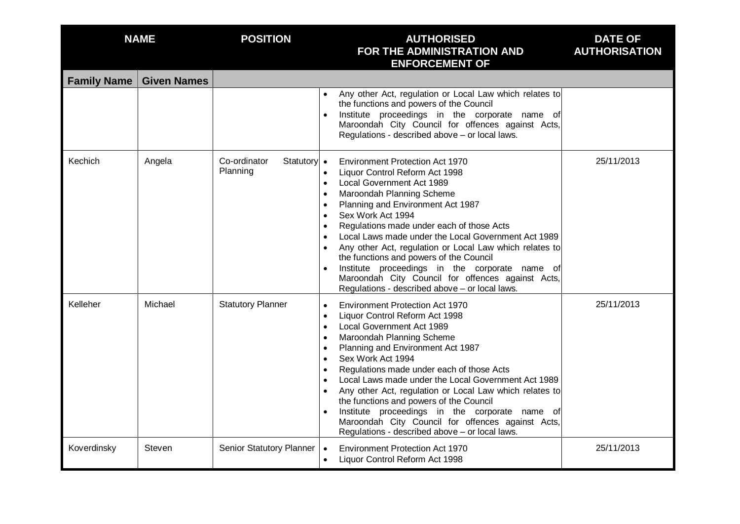| NAME | | POSITION | AUTHORISED FOR THE ADMINISTRATION AND ENFORCEMENT OF | DATE OF AUTHORISATION |
|---|---|---|---|---|
| Family Name | Given Names | | | |
| | | | • Any other Act, regulation or Local Law which relates to the functions and powers of the Council<br>• Institute proceedings in the corporate name of Maroondah City Council for offences against Acts, Regulations - described above – or local laws. | |
| Kechich | Angela | Co-ordinator Statutory Planning | • Environment Protection Act 1970<br>• Liquor Control Reform Act 1998<br>• Local Government Act 1989<br>• Maroondah Planning Scheme<br>• Planning and Environment Act 1987<br>• Sex Work Act 1994<br>• Regulations made under each of those Acts<br>• Local Laws made under the Local Government Act 1989<br>• Any other Act, regulation or Local Law which relates to the functions and powers of the Council<br>• Institute proceedings in the corporate name of Maroondah City Council for offences against Acts, Regulations - described above – or local laws. | 25/11/2013 |
| Kelleher | Michael | Statutory Planner | • Environment Protection Act 1970<br>• Liquor Control Reform Act 1998<br>• Local Government Act 1989<br>• Maroondah Planning Scheme<br>• Planning and Environment Act 1987<br>• Sex Work Act 1994<br>• Regulations made under each of those Acts<br>• Local Laws made under the Local Government Act 1989<br>• Any other Act, regulation or Local Law which relates to the functions and powers of the Council<br>• Institute proceedings in the corporate name of Maroondah City Council for offences against Acts, Regulations - described above – or local laws. | 25/11/2013 |
| Koverdinsky | Steven | Senior Statutory Planner | • Environment Protection Act 1970<br>• Liquor Control Reform Act 1998 | 25/11/2013 |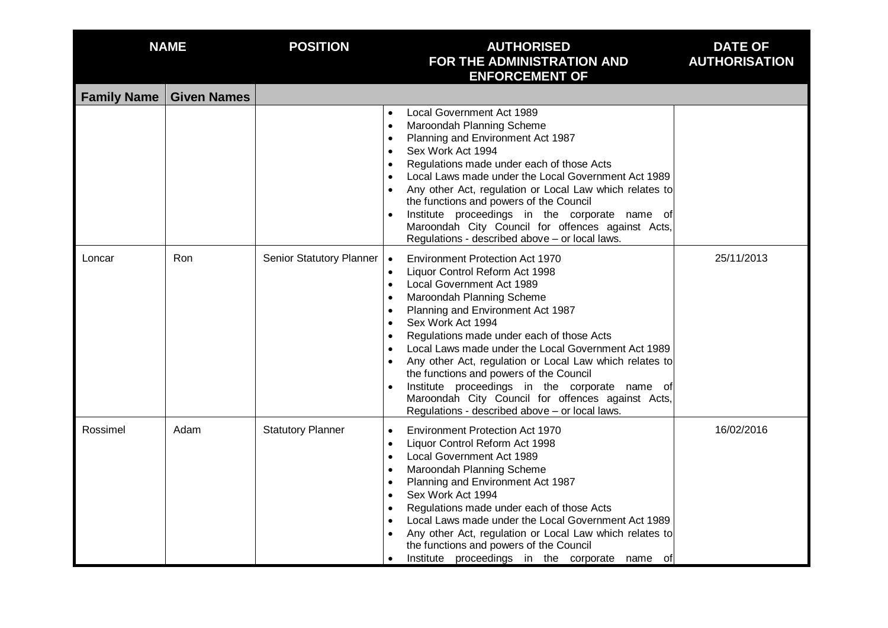| NAME | | POSITION | AUTHORISED FOR THE ADMINISTRATION AND ENFORCEMENT OF | DATE OF AUTHORISATION |
|---|---|---|---|---|
| Family Name | Given Names | | | |
| | | | • Local Government Act 1989<br>• Maroondah Planning Scheme<br>• Planning and Environment Act 1987<br>• Sex Work Act 1994<br>• Regulations made under each of those Acts<br>• Local Laws made under the Local Government Act 1989<br>• Any other Act, regulation or Local Law which relates to the functions and powers of the Council<br>• Institute proceedings in the corporate name of Maroondah City Council for offences against Acts, Regulations - described above – or local laws. | |
| Loncar | Ron | Senior Statutory Planner | • Environment Protection Act 1970<br>• Liquor Control Reform Act 1998<br>• Local Government Act 1989<br>• Maroondah Planning Scheme<br>• Planning and Environment Act 1987<br>• Sex Work Act 1994<br>• Regulations made under each of those Acts<br>• Local Laws made under the Local Government Act 1989<br>• Any other Act, regulation or Local Law which relates to the functions and powers of the Council<br>• Institute proceedings in the corporate name of Maroondah City Council for offences against Acts, Regulations - described above – or local laws. | 25/11/2013 |
| Rossimel | Adam | Statutory Planner | • Environment Protection Act 1970<br>• Liquor Control Reform Act 1998<br>• Local Government Act 1989<br>• Maroondah Planning Scheme<br>• Planning and Environment Act 1987<br>• Sex Work Act 1994<br>• Regulations made under each of those Acts<br>• Local Laws made under the Local Government Act 1989<br>• Any other Act, regulation or Local Law which relates to the functions and powers of the Council<br>• Institute proceedings in the corporate name of | 16/02/2016 |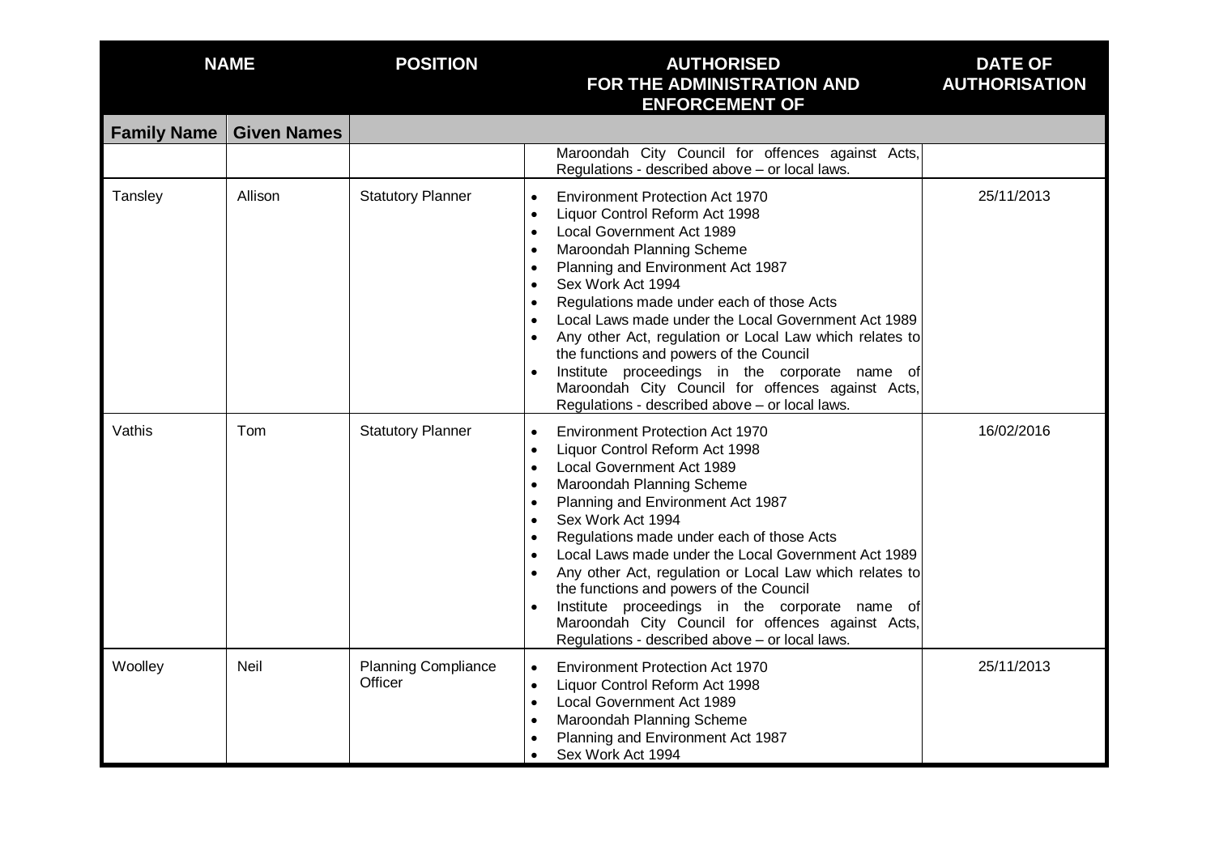| NAME | | POSITION | AUTHORISED FOR THE ADMINISTRATION AND ENFORCEMENT OF | DATE OF AUTHORISATION |
|---|---|---|---|---|
| **Family Name** | **Given Names** | | | |
| | | | Maroondah City Council for offences against Acts, Regulations - described above – or local laws. | |
| Tansley | Allison | Statutory Planner | • Environment Protection Act 1970<br>• Liquor Control Reform Act 1998<br>• Local Government Act 1989<br>• Maroondah Planning Scheme<br>• Planning and Environment Act 1987<br>• Sex Work Act 1994<br>• Regulations made under each of those Acts<br>• Local Laws made under the Local Government Act 1989<br>• Any other Act, regulation or Local Law which relates to the functions and powers of the Council<br>• Institute proceedings in the corporate name of Maroondah City Council for offences against Acts, Regulations - described above – or local laws. | 25/11/2013 |
| Vathis | Tom | Statutory Planner | • Environment Protection Act 1970<br>• Liquor Control Reform Act 1998<br>• Local Government Act 1989<br>• Maroondah Planning Scheme<br>• Planning and Environment Act 1987<br>• Sex Work Act 1994<br>• Regulations made under each of those Acts<br>• Local Laws made under the Local Government Act 1989<br>• Any other Act, regulation or Local Law which relates to the functions and powers of the Council<br>• Institute proceedings in the corporate name of Maroondah City Council for offences against Acts, Regulations - described above – or local laws. | 16/02/2016 |
| Woolley | Neil | Planning Compliance Officer | • Environment Protection Act 1970<br>• Liquor Control Reform Act 1998<br>• Local Government Act 1989<br>• Maroondah Planning Scheme<br>• Planning and Environment Act 1987<br>• Sex Work Act 1994 | 25/11/2013 |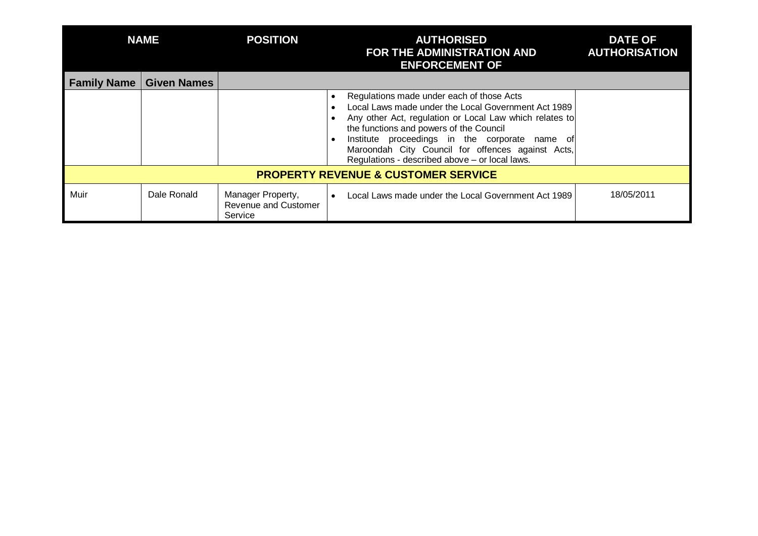| NAME | | POSITION | AUTHORISED FOR THE ADMINISTRATION AND ENFORCEMENT OF | DATE OF AUTHORISATION |
|---|---|---|---|---|
| Family Name | Given Names | | | |
| | | | • Regulations made under each of those Acts<br>• Local Laws made under the Local Government Act 1989<br>• Any other Act, regulation or Local Law which relates to the functions and powers of the Council<br>• Institute proceedings in the corporate name of Maroondah City Council for offences against Acts, Regulations - described above – or local laws. | |
| **PROPERTY REVENUE & CUSTOMER SERVICE** | | | | |
| Muir | Dale Ronald | Manager Property, Revenue and Customer Service | • Local Laws made under the Local Government Act 1989 | 18/05/2011 |